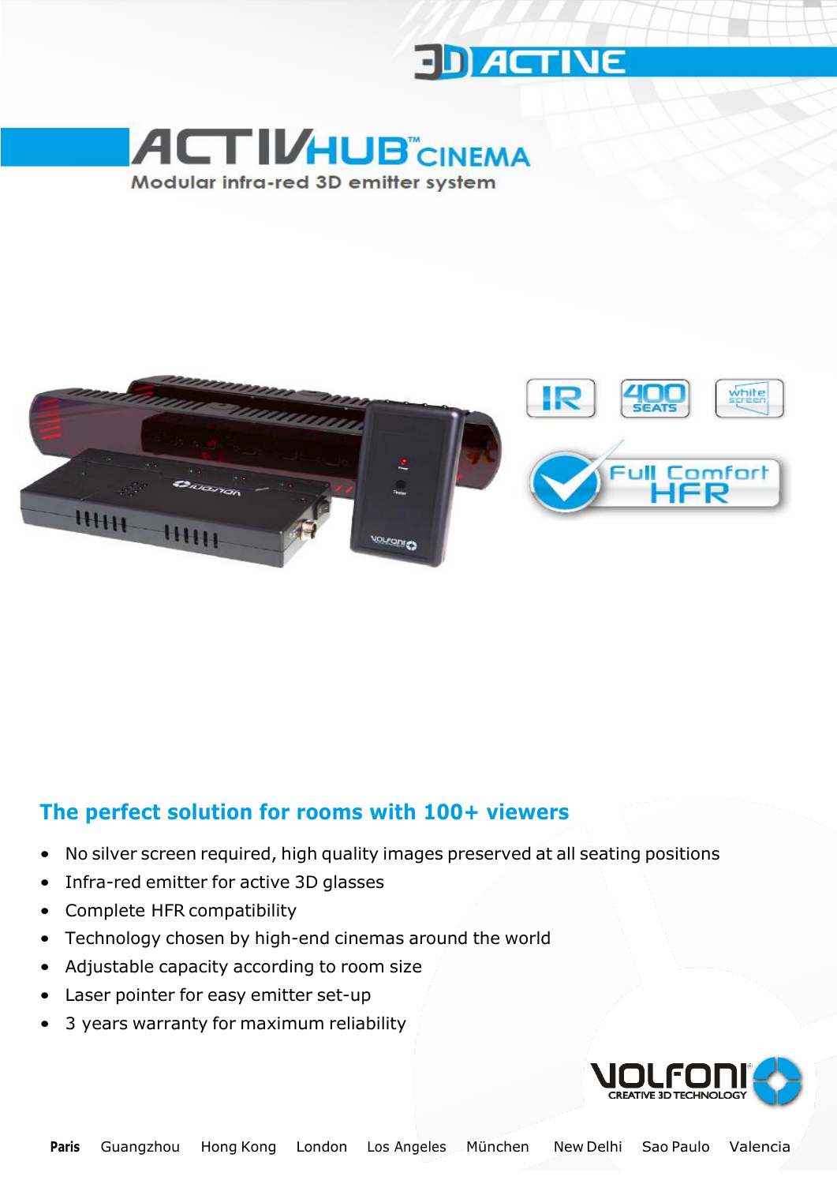3D ACTIVE

# ACTIVHUB™ CINEMA

Modular infra-red 3D emitter system

IR

400 SEATS

white screen

Full Comfort HFR

## The perfect solution for rooms with 100+ viewers

- No silver screen required, high quality images preserved at all seating positions
- Infra-red emitter for active 3D glasses
- Complete HFR compatibility
- Technology chosen by high-end cinemas around the world
- Adjustable capacity according to room size
- Laser pointer for easy emitter set-up
- 3 years warranty for maximum reliability

VOLFONI® CREATIVE 3D TECHNOLOGY

**Paris** Guangzhou Hong Kong London Los Angeles München New Delhi Sao Paulo Valencia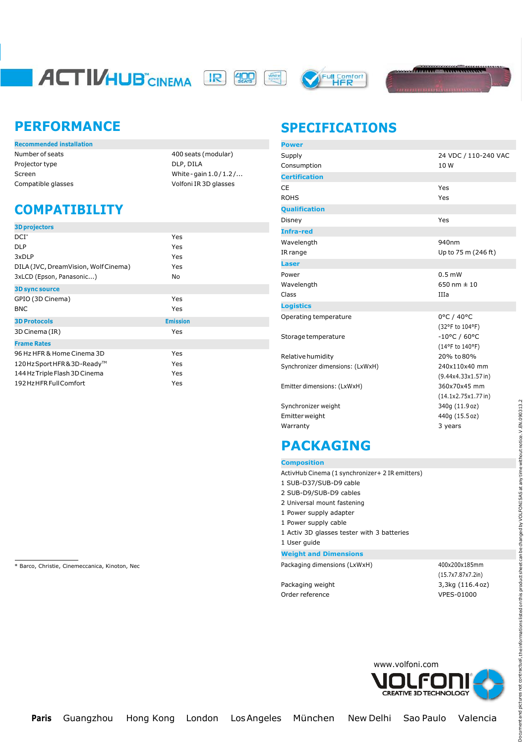# ACTIVHUB™ CINEMA

## PERFORMANCE

| Recommended installation | |
|---|---|
| Number of seats | 400 seats (modular) |
| Projector type | DLP, DILA |
| Screen | White - gain 1.0 / 1.2 /... |
| Compatible glasses | Volfoni IR 3D glasses |

## COMPATIBILITY

| 3D projectors | |
|---|---|
| DCI* | Yes |
| DLP | Yes |
| 3xDLP | Yes |
| DILA (JVC, DreamVision, Wolf Cinema) | Yes |
| 3xLCD (Epson, Panasonic...) | No |
| **3D sync source** | |
| GPIO (3D Cinema) | Yes |
| BNC | Yes |
| **3D Protocols** | **Emission** |
| 3D Cinema (IR) | Yes |
| **Frame Rates** | |
| 96 Hz HFR & Home Cinema 3D | Yes |
| 120 Hz Sport HFR & 3D-Ready™ | Yes |
| 144 Hz Triple Flash 3D Cinema | Yes |
| 192 Hz HFR Full Comfort | Yes |

* Barco, Christie, Cinemeccanica, Kinoton, Nec

## SPECIFICATIONS

| Power | |
|---|---|
| Supply | 24 VDC / 110-240 VAC |
| Consumption | 10 W |
| **Certification** | |
| CE | Yes |
| ROHS | Yes |
| **Qualification** | |
| Disney | Yes |
| **Infra-red** | |
| Wavelength | 940nm |
| IR range | Up to 75 m (246 ft) |
| **Laser** | |
| Power | 0.5 mW |
| Wavelength | 650 nm ± 10 |
| Class | IIIa |
| **Logistics** | |
| Operating temperature | 0°C / 40°C (32°F to 104°F) |
| Storage temperature | -10°C / 60°C (14°F to 140°F) |
| Relative humidity | 20% to 80% |
| Synchronizer dimensions: (LxWxH) | 240x110x40 mm (9.44x4.33x1.57 in) |
| Emitter dimensions: (LxWxH) | 360x70x45 mm (14.1x2.75x1.77 in) |
| Synchronizer weight | 340g (11.9 oz) |
| Emitter weight | 440g (15.5 oz) |
| Warranty | 3 years |

## PACKAGING

**Composition**

- ActivHub Cinema (1 synchronizer + 2 IR emitters)
- 1 SUB-D37/SUB-D9 cable
- 2 SUB-D9/SUB-D9 cables
- 2 Universal mount fastening
- 1 Power supply adapter
- 1 Power supply cable
- 1 Activ 3D glasses tester with 3 batteries
- 1 User guide

| Weight and Dimensions | |
|---|---|
| Packaging dimensions (LxWxH) | 400x200x185mm (15.7x7.87x7.2in) |
| Packaging weight | 3,3kg (116.4 oz) |
| Order reference | VPES-01000 |

www.volfoni.com

VOLFONI® CREATIVE 3D TECHNOLOGY

**Paris** Guangzhou Hong Kong London Los Angeles München New Delhi Sao Paulo Valencia

Document and pictures not contractual, the informations listed on this product sheet can be changed by VOLFONI SAS at any time without notice. V.EN.090313.2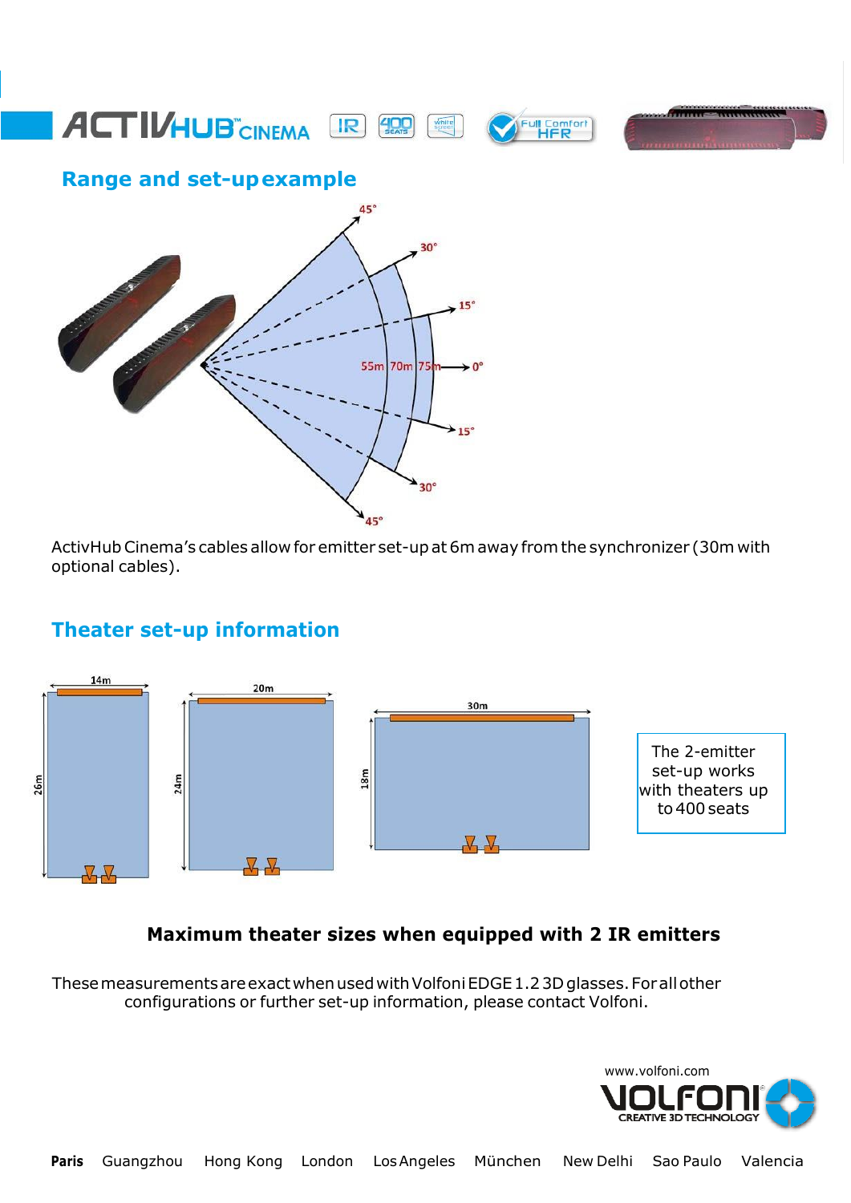ACTIVHUB™ CINEMA IR 400 SEATS Full Comfort HFR

## Range and set-up example

45°
30°
15°
55m 70m 75m 0°
15°
30°
45°

ActivHub Cinema's cables allow for emitter set-up at 6m away from the synchronizer (30m with optional cables).

## Theater set-up information

14m
26m
20m
24m
30m
18m

The 2-emitter set-up works with theaters up to 400 seats

**Maximum theater sizes when equipped with 2 IR emitters**

These measurements are exact when used with Volfoni EDGE 1.2 3D glasses. For all other configurations or further set-up information, please contact Volfoni.

www.volfoni.com

VOLFONI CREATIVE 3D TECHNOLOGY

**Paris** Guangzhou Hong Kong London Los Angeles München New Delhi Sao Paulo Valencia